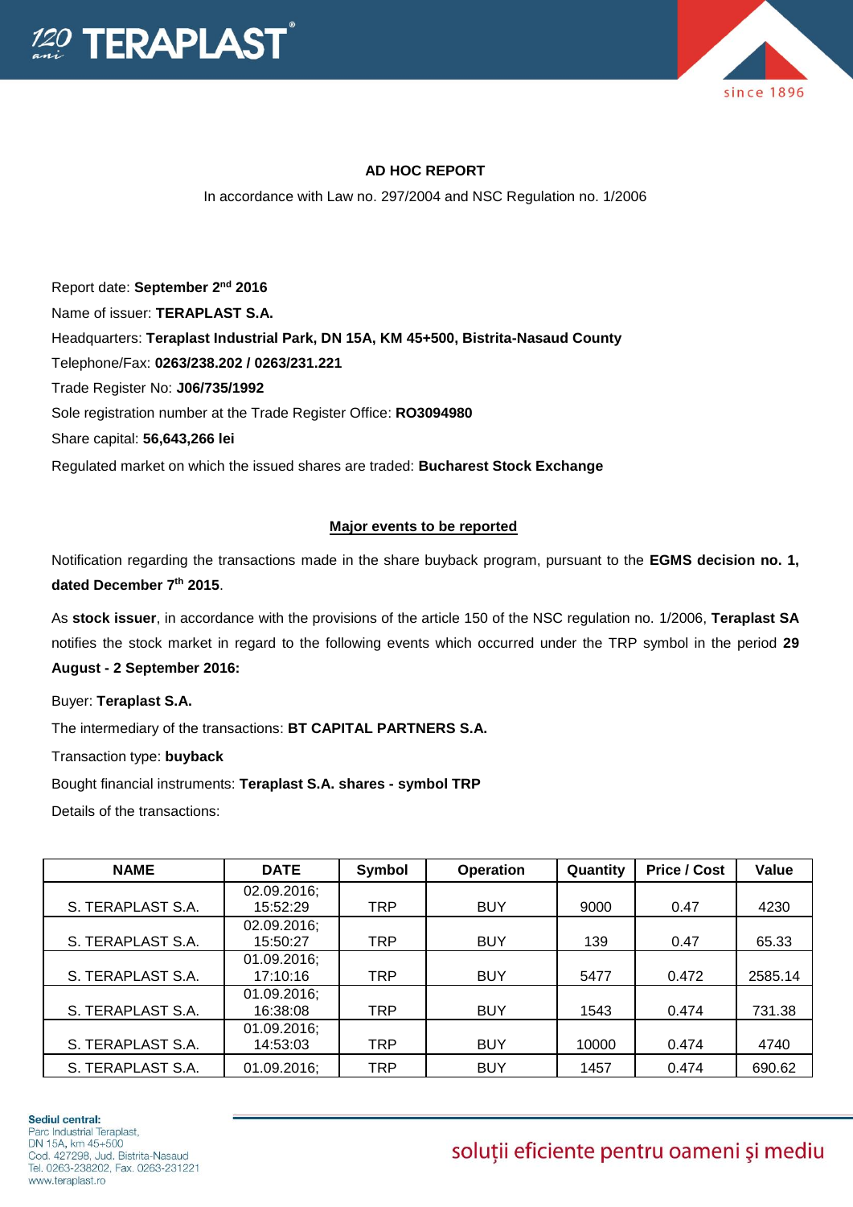**AD HOC REPORT**

In accordance with Law no. 297/2004 and NSC Regulation no. 1/2006

Report date: **September 2nd 2016**

Name of issuer: **TERAPLAST S.A.**

Headquarters: **Teraplast Industrial Park, DN 15A, KM 45+500, Bistrita-Nasaud County**

Telephone/Fax: **0263/238.202 / 0263/231.221**

Trade Register No: **J06/735/1992**

Sole registration number at the Trade Register Office: **RO3094980**

Share capital: **56,643,266 lei**

Regulated market on which the issued shares are traded: **Bucharest Stock Exchange**

**Major events to be reported**

Notification regarding the transactions made in the share buyback program, pursuant to the **EGMS decision no. 1, dated December 7th 2015**.

As **stock issuer**, in accordance with the provisions of the article 150 of the NSC regulation no. 1/2006, **Teraplast SA** notifies the stock market in regard to the following events which occurred under the TRP symbol in the period **29 August - 2 September 2016:**

Buyer: **Teraplast S.A.**

The intermediary of the transactions: **BT CAPITAL PARTNERS S.A.**

Transaction type: **buyback**

Bought financial instruments: **Teraplast S.A. shares - symbol TRP**

Details of the transactions:

| NAME | DATE | Symbol | Operation | Quantity | Price / Cost | Value |
|---|---|---|---|---|---|---|
| S. TERAPLAST S.A. | 02.09.2016; 15:52:29 | TRP | BUY | 9000 | 0.47 | 4230 |
| S. TERAPLAST S.A. | 02.09.2016; 15:50:27 | TRP | BUY | 139 | 0.47 | 65.33 |
| S. TERAPLAST S.A. | 01.09.2016; 17:10:16 | TRP | BUY | 5477 | 0.472 | 2585.14 |
| S. TERAPLAST S.A. | 01.09.2016; 16:38:08 | TRP | BUY | 1543 | 0.474 | 731.38 |
| S. TERAPLAST S.A. | 01.09.2016; 14:53:03 | TRP | BUY | 10000 | 0.474 | 4740 |
| S. TERAPLAST S.A. | 01.09.2016; | TRP | BUY | 1457 | 0.474 | 690.62 |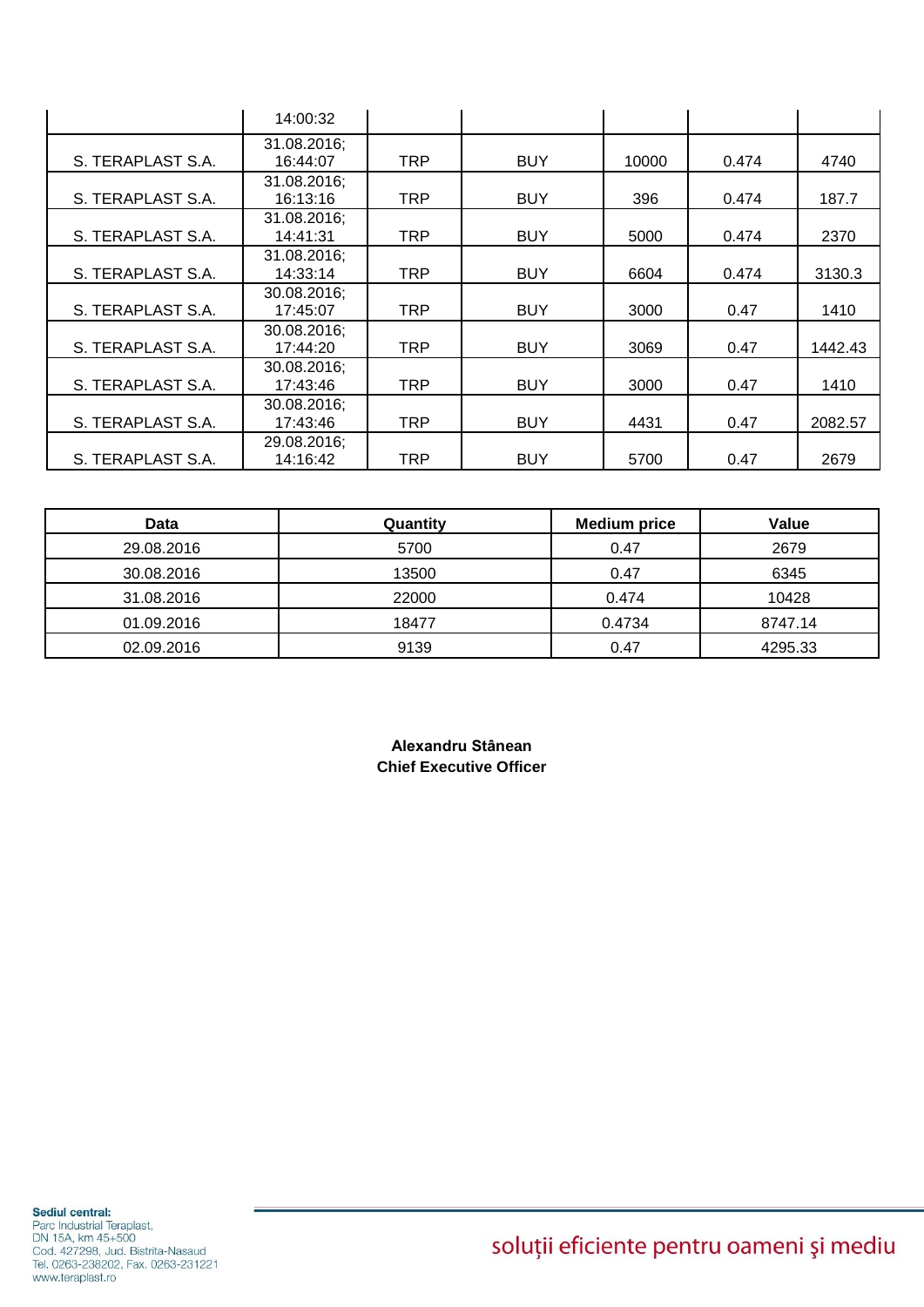| | | | | | | |
|---|---|---|---|---|---|---|
| | 14:00:32 | | | | | |
| S. TERAPLAST S.A. | 31.08.2016; 16:44:07 | TRP | BUY | 10000 | 0.474 | 4740 |
| S. TERAPLAST S.A. | 31.08.2016; 16:13:16 | TRP | BUY | 396 | 0.474 | 187.7 |
| S. TERAPLAST S.A. | 31.08.2016; 14:41:31 | TRP | BUY | 5000 | 0.474 | 2370 |
| S. TERAPLAST S.A. | 31.08.2016; 14:33:14 | TRP | BUY | 6604 | 0.474 | 3130.3 |
| S. TERAPLAST S.A. | 30.08.2016; 17:45:07 | TRP | BUY | 3000 | 0.47 | 1410 |
| S. TERAPLAST S.A. | 30.08.2016; 17:44:20 | TRP | BUY | 3069 | 0.47 | 1442.43 |
| S. TERAPLAST S.A. | 30.08.2016; 17:43:46 | TRP | BUY | 3000 | 0.47 | 1410 |
| S. TERAPLAST S.A. | 30.08.2016; 17:43:46 | TRP | BUY | 4431 | 0.47 | 2082.57 |
| S. TERAPLAST S.A. | 29.08.2016; 14:16:42 | TRP | BUY | 5700 | 0.47 | 2679 |

| Data | Quantity | Medium price | Value |
|---|---|---|---|
| 29.08.2016 | 5700 | 0.47 | 2679 |
| 30.08.2016 | 13500 | 0.47 | 6345 |
| 31.08.2016 | 22000 | 0.474 | 10428 |
| 01.09.2016 | 18477 | 0.4734 | 8747.14 |
| 02.09.2016 | 9139 | 0.47 | 4295.33 |

**Alexandru Stânean**
**Chief Executive Officer**

**Sediul central:**
Parc Industrial Teraplast,
DN 15A, km 45+500
Cod. 427298, Jud. Bistrita-Nasaud
Tel. 0263-238202, Fax. 0263-231221
www.teraplast.ro

soluţii eficiente pentru oameni şi mediu